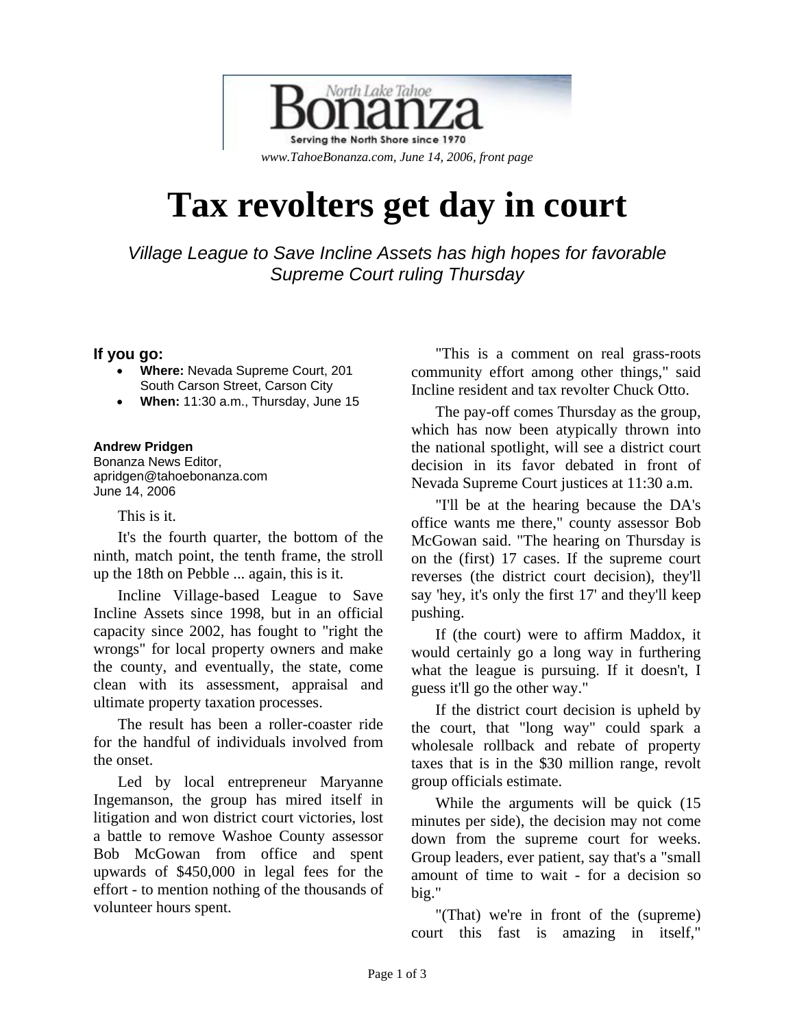North Lake Tahoe Bonanza

Serving the North Shore since 1970

*www.TahoeBonanza.com, June 14, 2006, front page*

# Tax revolters get day in court

*Village League to Save Incline Assets has high hopes for favorable Supreme Court ruling Thursday*

**If you go:**

- **Where:** Nevada Supreme Court, 201 South Carson Street, Carson City
- **When:** 11:30 a.m., Thursday, June 15

**Andrew Pridgen**
Bonanza News Editor,
apridgen@tahoebonanza.com
June 14, 2006

This is it.

It's the fourth quarter, the bottom of the ninth, match point, the tenth frame, the stroll up the 18th on Pebble ... again, this is it.

Incline Village-based League to Save Incline Assets since 1998, but in an official capacity since 2002, has fought to "right the wrongs" for local property owners and make the county, and eventually, the state, come clean with its assessment, appraisal and ultimate property taxation processes.

The result has been a roller-coaster ride for the handful of individuals involved from the onset.

Led by local entrepreneur Maryanne Ingemanson, the group has mired itself in litigation and won district court victories, lost a battle to remove Washoe County assessor Bob McGowan from office and spent upwards of $450,000 in legal fees for the effort - to mention nothing of the thousands of volunteer hours spent.

"This is a comment on real grass-roots community effort among other things," said Incline resident and tax revolter Chuck Otto.

The pay-off comes Thursday as the group, which has now been atypically thrown into the national spotlight, will see a district court decision in its favor debated in front of Nevada Supreme Court justices at 11:30 a.m.

"I'll be at the hearing because the DA's office wants me there," county assessor Bob McGowan said. "The hearing on Thursday is on the (first) 17 cases. If the supreme court reverses (the district court decision), they'll say 'hey, it's only the first 17' and they'll keep pushing.

If (the court) were to affirm Maddox, it would certainly go a long way in furthering what the league is pursuing. If it doesn't, I guess it'll go the other way."

If the district court decision is upheld by the court, that "long way" could spark a wholesale rollback and rebate of property taxes that is in the $30 million range, revolt group officials estimate.

While the arguments will be quick (15 minutes per side), the decision may not come down from the supreme court for weeks. Group leaders, ever patient, say that's a "small amount of time to wait - for a decision so big."

"(That) we're in front of the (supreme) court this fast is amazing in itself,"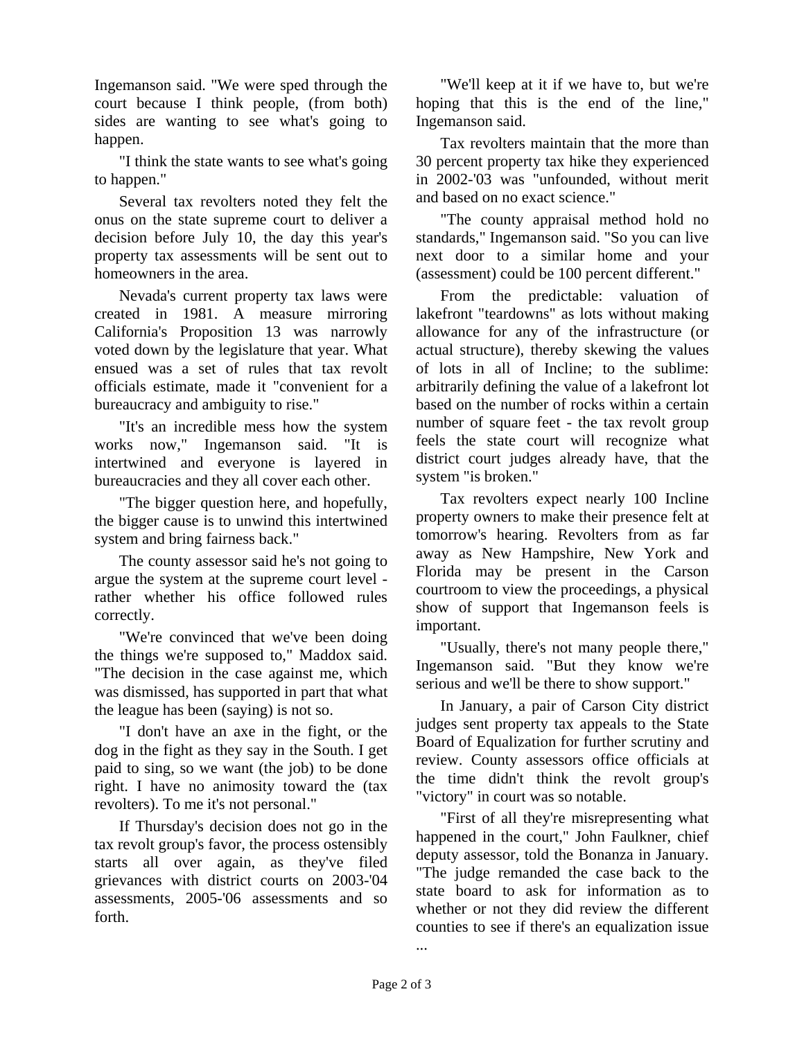Ingemanson said. "We were sped through the court because I think people, (from both) sides are wanting to see what's going to happen.

"I think the state wants to see what's going to happen."

Several tax revolters noted they felt the onus on the state supreme court to deliver a decision before July 10, the day this year's property tax assessments will be sent out to homeowners in the area.

Nevada's current property tax laws were created in 1981. A measure mirroring California's Proposition 13 was narrowly voted down by the legislature that year. What ensued was a set of rules that tax revolt officials estimate, made it "convenient for a bureaucracy and ambiguity to rise."

"It's an incredible mess how the system works now," Ingemanson said. "It is intertwined and everyone is layered in bureaucracies and they all cover each other.

"The bigger question here, and hopefully, the bigger cause is to unwind this intertwined system and bring fairness back."

The county assessor said he's not going to argue the system at the supreme court level - rather whether his office followed rules correctly.

"We're convinced that we've been doing the things we're supposed to," Maddox said. "The decision in the case against me, which was dismissed, has supported in part that what the league has been (saying) is not so.

"I don't have an axe in the fight, or the dog in the fight as they say in the South. I get paid to sing, so we want (the job) to be done right. I have no animosity toward the (tax revolters). To me it's not personal."

If Thursday's decision does not go in the tax revolt group's favor, the process ostensibly starts all over again, as they've filed grievances with district courts on 2003-'04 assessments, 2005-'06 assessments and so forth.

"We'll keep at it if we have to, but we're hoping that this is the end of the line," Ingemanson said.

Tax revolters maintain that the more than 30 percent property tax hike they experienced in 2002-'03 was "unfounded, without merit and based on no exact science."

"The county appraisal method hold no standards," Ingemanson said. "So you can live next door to a similar home and your (assessment) could be 100 percent different."

From the predictable: valuation of lakefront "teardowns" as lots without making allowance for any of the infrastructure (or actual structure), thereby skewing the values of lots in all of Incline; to the sublime: arbitrarily defining the value of a lakefront lot based on the number of rocks within a certain number of square feet - the tax revolt group feels the state court will recognize what district court judges already have, that the system "is broken."

Tax revolters expect nearly 100 Incline property owners to make their presence felt at tomorrow's hearing. Revolters from as far away as New Hampshire, New York and Florida may be present in the Carson courtroom to view the proceedings, a physical show of support that Ingemanson feels is important.

"Usually, there's not many people there," Ingemanson said. "But they know we're serious and we'll be there to show support."

In January, a pair of Carson City district judges sent property tax appeals to the State Board of Equalization for further scrutiny and review. County assessors office officials at the time didn't think the revolt group's "victory" in court was so notable.

"First of all they're misrepresenting what happened in the court," John Faulkner, chief deputy assessor, told the Bonanza in January. "The judge remanded the case back to the state board to ask for information as to whether or not they did review the different counties to see if there's an equalization issue ...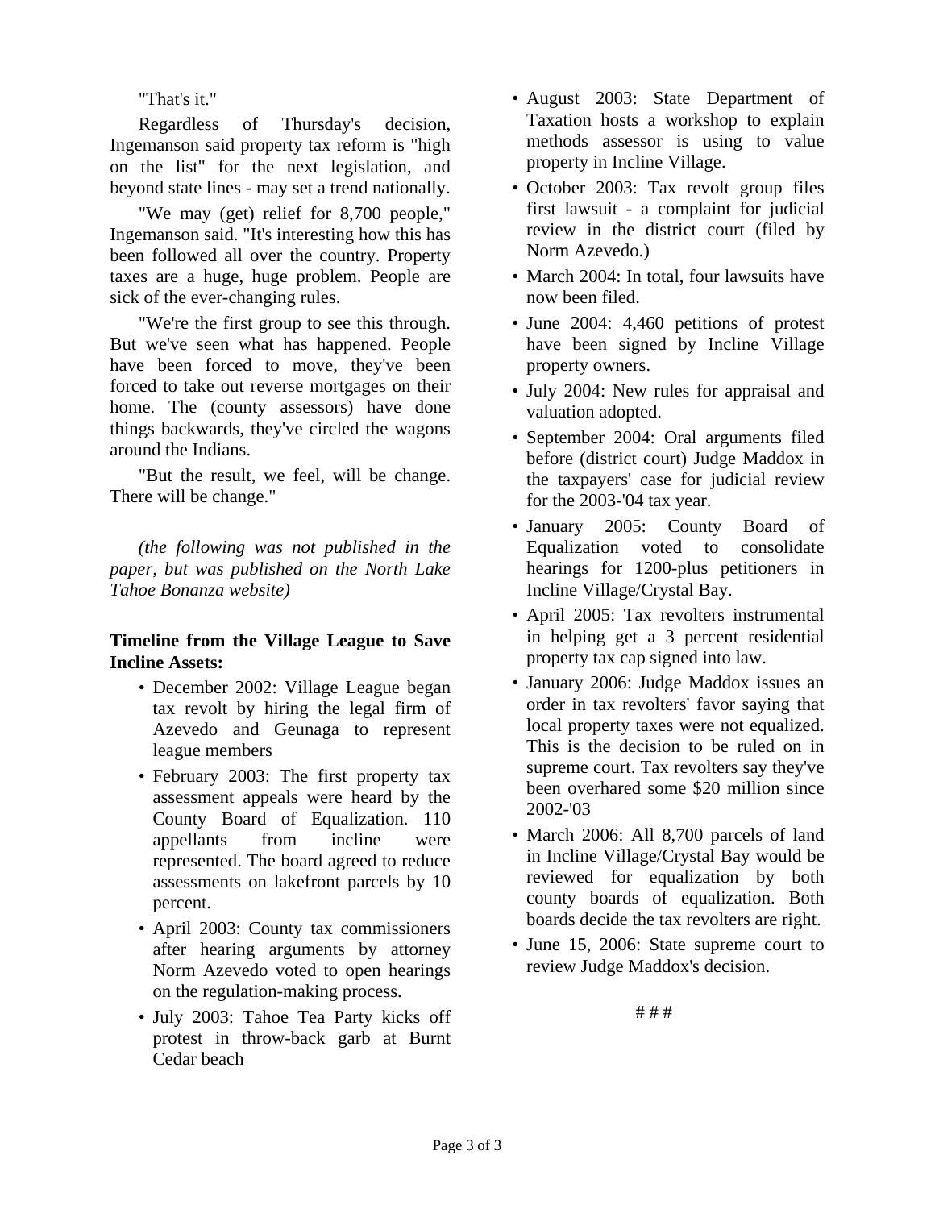"That's it."

Regardless of Thursday's decision, Ingemanson said property tax reform is "high on the list" for the next legislation, and beyond state lines - may set a trend nationally.

"We may (get) relief for 8,700 people," Ingemanson said. "It's interesting how this has been followed all over the country. Property taxes are a huge, huge problem. People are sick of the ever-changing rules.

"We're the first group to see this through. But we've seen what has happened. People have been forced to move, they've been forced to take out reverse mortgages on their home. The (county assessors) have done things backwards, they've circled the wagons around the Indians.

"But the result, we feel, will be change. There will be change."

*(the following was not published in the paper, but was published on the North Lake Tahoe Bonanza website)*

**Timeline from the Village League to Save Incline Assets:**

- December 2002: Village League began tax revolt by hiring the legal firm of Azevedo and Geunaga to represent league members
- February 2003: The first property tax assessment appeals were heard by the County Board of Equalization. 110 appellants from incline were represented. The board agreed to reduce assessments on lakefront parcels by 10 percent.
- April 2003: County tax commissioners after hearing arguments by attorney Norm Azevedo voted to open hearings on the regulation-making process.
- July 2003: Tahoe Tea Party kicks off protest in throw-back garb at Burnt Cedar beach
- August 2003: State Department of Taxation hosts a workshop to explain methods assessor is using to value property in Incline Village.
- October 2003: Tax revolt group files first lawsuit - a complaint for judicial review in the district court (filed by Norm Azevedo.)
- March 2004: In total, four lawsuits have now been filed.
- June 2004: 4,460 petitions of protest have been signed by Incline Village property owners.
- July 2004: New rules for appraisal and valuation adopted.
- September 2004: Oral arguments filed before (district court) Judge Maddox in the taxpayers' case for judicial review for the 2003-'04 tax year.
- January 2005: County Board of Equalization voted to consolidate hearings for 1200-plus petitioners in Incline Village/Crystal Bay.
- April 2005: Tax revolters instrumental in helping get a 3 percent residential property tax cap signed into law.
- January 2006: Judge Maddox issues an order in tax revolters' favor saying that local property taxes were not equalized. This is the decision to be ruled on in supreme court. Tax revolters say they've been overhared some $20 million since 2002-'03
- March 2006: All 8,700 parcels of land in Incline Village/Crystal Bay would be reviewed for equalization by both county boards of equalization. Both boards decide the tax revolters are right.
- June 15, 2006: State supreme court to review Judge Maddox's decision.

# # #